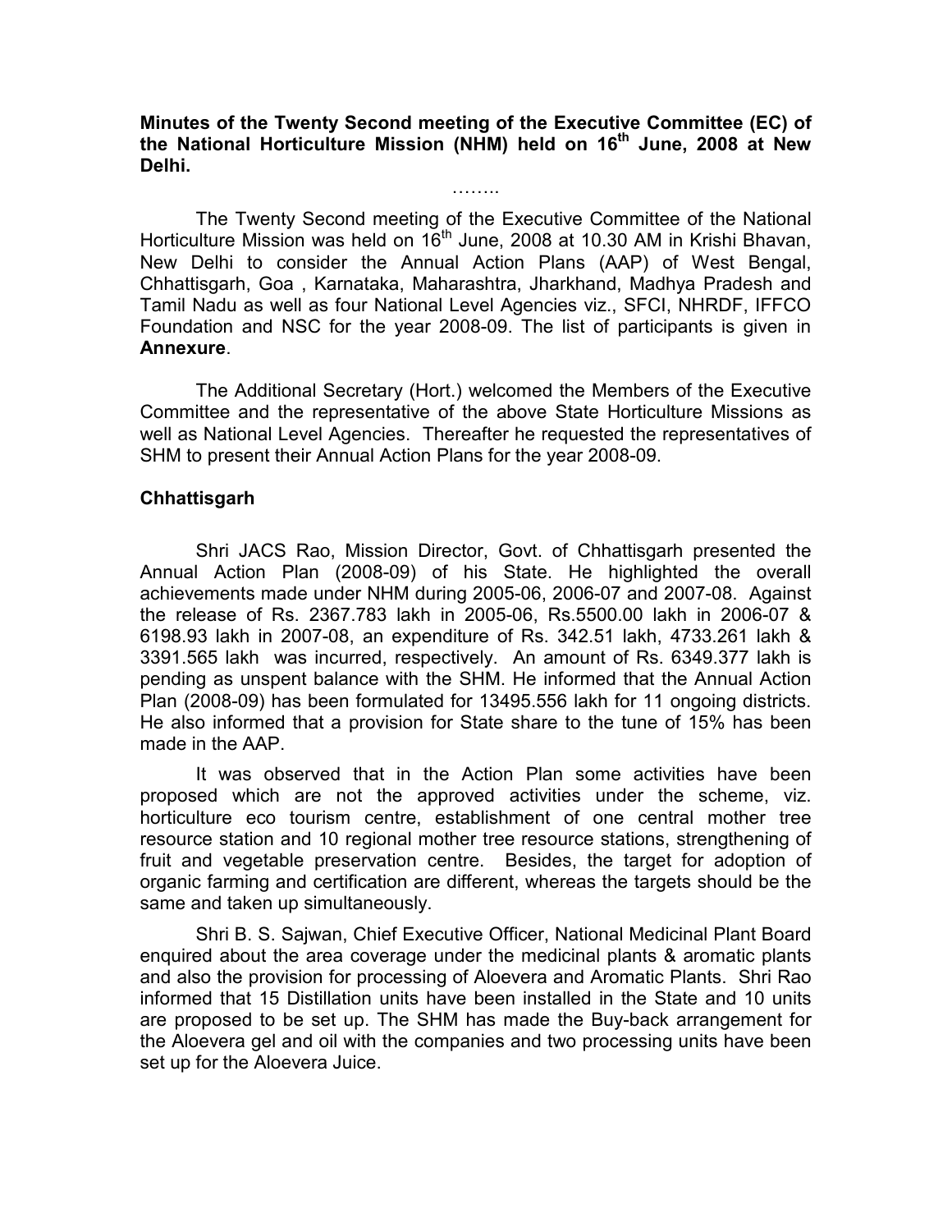**Minutes of the Twenty Second meeting of the Executive Committee (EC) of the National Horticulture Mission (NHM) held on 16th June, 2008 at New Delhi.**

……..

The Twenty Second meeting of the Executive Committee of the National Horticulture Mission was held on 16th June, 2008 at 10.30 AM in Krishi Bhavan, New Delhi to consider the Annual Action Plans (AAP) of West Bengal, Chhattisgarh, Goa , Karnataka, Maharashtra, Jharkhand, Madhya Pradesh and Tamil Nadu as well as four National Level Agencies viz., SFCI, NHRDF, IFFCO Foundation and NSC for the year 2008-09. The list of participants is given in **Annexure**.

The Additional Secretary (Hort.) welcomed the Members of the Executive Committee and the representative of the above State Horticulture Missions as well as National Level Agencies. Thereafter he requested the representatives of SHM to present their Annual Action Plans for the year 2008-09.

**Chhattisgarh**

Shri JACS Rao, Mission Director, Govt. of Chhattisgarh presented the Annual Action Plan (2008-09) of his State. He highlighted the overall achievements made under NHM during 2005-06, 2006-07 and 2007-08. Against the release of Rs. 2367.783 lakh in 2005-06, Rs.5500.00 lakh in 2006-07 & 6198.93 lakh in 2007-08, an expenditure of Rs. 342.51 lakh, 4733.261 lakh & 3391.565 lakh was incurred, respectively. An amount of Rs. 6349.377 lakh is pending as unspent balance with the SHM. He informed that the Annual Action Plan (2008-09) has been formulated for 13495.556 lakh for 11 ongoing districts. He also informed that a provision for State share to the tune of 15% has been made in the AAP.

It was observed that in the Action Plan some activities have been proposed which are not the approved activities under the scheme, viz. horticulture eco tourism centre, establishment of one central mother tree resource station and 10 regional mother tree resource stations, strengthening of fruit and vegetable preservation centre. Besides, the target for adoption of organic farming and certification are different, whereas the targets should be the same and taken up simultaneously.

Shri B. S. Sajwan, Chief Executive Officer, National Medicinal Plant Board enquired about the area coverage under the medicinal plants & aromatic plants and also the provision for processing of Aloevera and Aromatic Plants. Shri Rao informed that 15 Distillation units have been installed in the State and 10 units are proposed to be set up. The SHM has made the Buy-back arrangement for the Aloevera gel and oil with the companies and two processing units have been set up for the Aloevera Juice.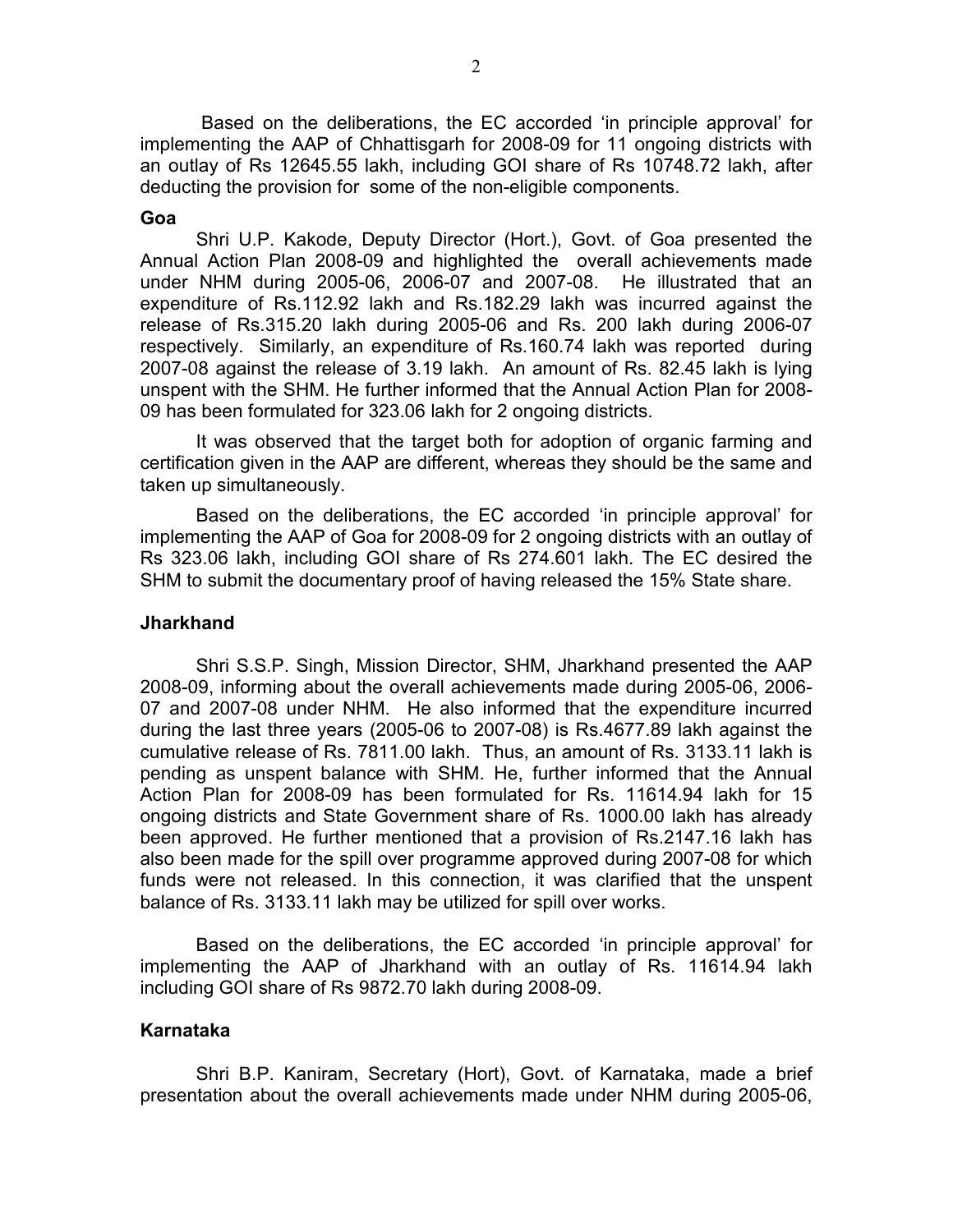Based on the deliberations, the EC accorded 'in principle approval' for implementing the AAP of Chhattisgarh for 2008-09 for 11 ongoing districts with an outlay of Rs 12645.55 lakh, including GOI share of Rs 10748.72 lakh, after deducting the provision for some of the non-eligible components.

**Goa**

Shri U.P. Kakode, Deputy Director (Hort.), Govt. of Goa presented the Annual Action Plan 2008-09 and highlighted the overall achievements made under NHM during 2005-06, 2006-07 and 2007-08. He illustrated that an expenditure of Rs.112.92 lakh and Rs.182.29 lakh was incurred against the release of Rs.315.20 lakh during 2005-06 and Rs. 200 lakh during 2006-07 respectively. Similarly, an expenditure of Rs.160.74 lakh was reported during 2007-08 against the release of 3.19 lakh. An amount of Rs. 82.45 lakh is lying unspent with the SHM. He further informed that the Annual Action Plan for 2008-09 has been formulated for 323.06 lakh for 2 ongoing districts.

It was observed that the target both for adoption of organic farming and certification given in the AAP are different, whereas they should be the same and taken up simultaneously.

Based on the deliberations, the EC accorded 'in principle approval' for implementing the AAP of Goa for 2008-09 for 2 ongoing districts with an outlay of Rs 323.06 lakh, including GOI share of Rs 274.601 lakh. The EC desired the SHM to submit the documentary proof of having released the 15% State share.

**Jharkhand**

Shri S.S.P. Singh, Mission Director, SHM, Jharkhand presented the AAP 2008-09, informing about the overall achievements made during 2005-06, 2006-07 and 2007-08 under NHM. He also informed that the expenditure incurred during the last three years (2005-06 to 2007-08) is Rs.4677.89 lakh against the cumulative release of Rs. 7811.00 lakh. Thus, an amount of Rs. 3133.11 lakh is pending as unspent balance with SHM. He, further informed that the Annual Action Plan for 2008-09 has been formulated for Rs. 11614.94 lakh for 15 ongoing districts and State Government share of Rs. 1000.00 lakh has already been approved. He further mentioned that a provision of Rs.2147.16 lakh has also been made for the spill over programme approved during 2007-08 for which funds were not released. In this connection, it was clarified that the unspent balance of Rs. 3133.11 lakh may be utilized for spill over works.

Based on the deliberations, the EC accorded 'in principle approval' for implementing the AAP of Jharkhand with an outlay of Rs. 11614.94 lakh including GOI share of Rs 9872.70 lakh during 2008-09.

**Karnataka**

Shri B.P. Kaniram, Secretary (Hort), Govt. of Karnataka, made a brief presentation about the overall achievements made under NHM during 2005-06,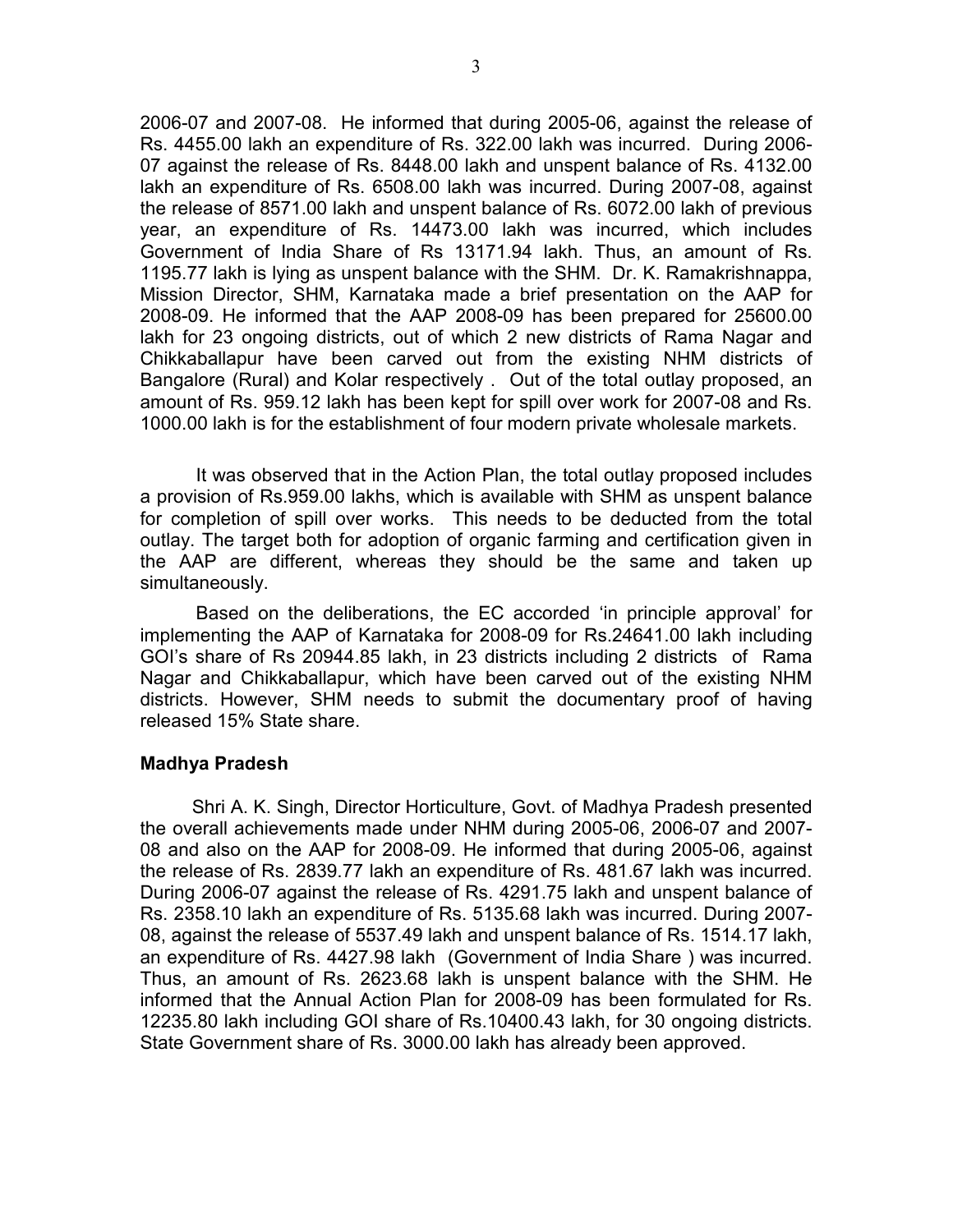2006-07 and 2007-08. He informed that during 2005-06, against the release of Rs. 4455.00 lakh an expenditure of Rs. 322.00 lakh was incurred. During 2006-07 against the release of Rs. 8448.00 lakh and unspent balance of Rs. 4132.00 lakh an expenditure of Rs. 6508.00 lakh was incurred. During 2007-08, against the release of 8571.00 lakh and unspent balance of Rs. 6072.00 lakh of previous year, an expenditure of Rs. 14473.00 lakh was incurred, which includes Government of India Share of Rs 13171.94 lakh. Thus, an amount of Rs. 1195.77 lakh is lying as unspent balance with the SHM. Dr. K. Ramakrishnappa, Mission Director, SHM, Karnataka made a brief presentation on the AAP for 2008-09. He informed that the AAP 2008-09 has been prepared for 25600.00 lakh for 23 ongoing districts, out of which 2 new districts of Rama Nagar and Chikkaballapur have been carved out from the existing NHM districts of Bangalore (Rural) and Kolar respectively . Out of the total outlay proposed, an amount of Rs. 959.12 lakh has been kept for spill over work for 2007-08 and Rs. 1000.00 lakh is for the establishment of four modern private wholesale markets.

It was observed that in the Action Plan, the total outlay proposed includes a provision of Rs.959.00 lakhs, which is available with SHM as unspent balance for completion of spill over works. This needs to be deducted from the total outlay. The target both for adoption of organic farming and certification given in the AAP are different, whereas they should be the same and taken up simultaneously.

Based on the deliberations, the EC accorded 'in principle approval' for implementing the AAP of Karnataka for 2008-09 for Rs.24641.00 lakh including GOI's share of Rs 20944.85 lakh, in 23 districts including 2 districts of Rama Nagar and Chikkaballapur, which have been carved out of the existing NHM districts. However, SHM needs to submit the documentary proof of having released 15% State share.

**Madhya Pradesh**

Shri A. K. Singh, Director Horticulture, Govt. of Madhya Pradesh presented the overall achievements made under NHM during 2005-06, 2006-07 and 2007-08 and also on the AAP for 2008-09. He informed that during 2005-06, against the release of Rs. 2839.77 lakh an expenditure of Rs. 481.67 lakh was incurred. During 2006-07 against the release of Rs. 4291.75 lakh and unspent balance of Rs. 2358.10 lakh an expenditure of Rs. 5135.68 lakh was incurred. During 2007-08, against the release of 5537.49 lakh and unspent balance of Rs. 1514.17 lakh, an expenditure of Rs. 4427.98 lakh (Government of India Share ) was incurred. Thus, an amount of Rs. 2623.68 lakh is unspent balance with the SHM. He informed that the Annual Action Plan for 2008-09 has been formulated for Rs. 12235.80 lakh including GOI share of Rs.10400.43 lakh, for 30 ongoing districts. State Government share of Rs. 3000.00 lakh has already been approved.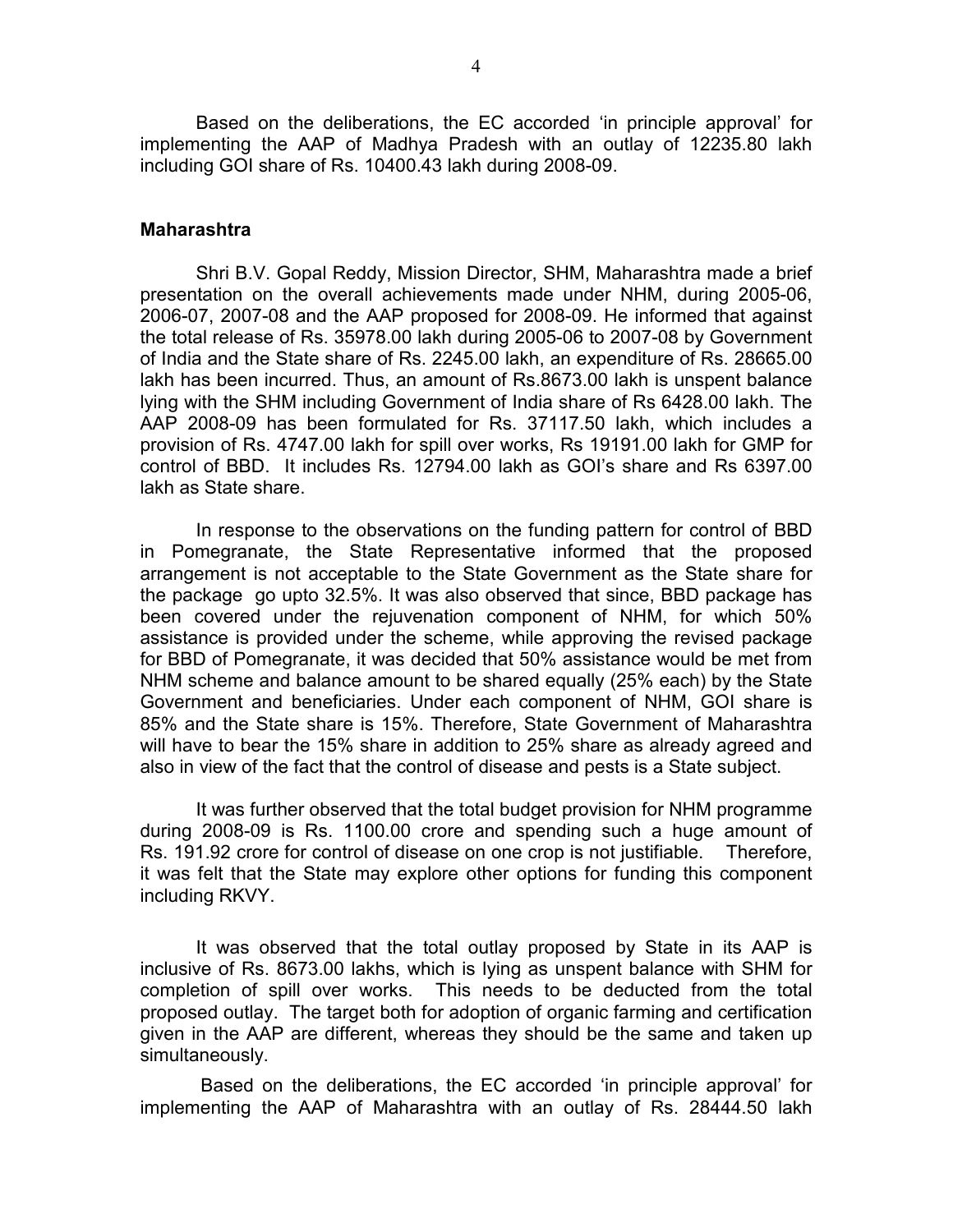Based on the deliberations, the EC accorded 'in principle approval' for implementing the AAP of Madhya Pradesh with an outlay of 12235.80 lakh including GOI share of Rs. 10400.43 lakh during 2008-09.

**Maharashtra**

Shri B.V. Gopal Reddy, Mission Director, SHM, Maharashtra made a brief presentation on the overall achievements made under NHM, during 2005-06, 2006-07, 2007-08 and the AAP proposed for 2008-09. He informed that against the total release of Rs. 35978.00 lakh during 2005-06 to 2007-08 by Government of India and the State share of Rs. 2245.00 lakh, an expenditure of Rs. 28665.00 lakh has been incurred. Thus, an amount of Rs.8673.00 lakh is unspent balance lying with the SHM including Government of India share of Rs 6428.00 lakh. The AAP 2008-09 has been formulated for Rs. 37117.50 lakh, which includes a provision of Rs. 4747.00 lakh for spill over works, Rs 19191.00 lakh for GMP for control of BBD. It includes Rs. 12794.00 lakh as GOI's share and Rs 6397.00 lakh as State share.

In response to the observations on the funding pattern for control of BBD in Pomegranate, the State Representative informed that the proposed arrangement is not acceptable to the State Government as the State share for the package go upto 32.5%. It was also observed that since, BBD package has been covered under the rejuvenation component of NHM, for which 50% assistance is provided under the scheme, while approving the revised package for BBD of Pomegranate, it was decided that 50% assistance would be met from NHM scheme and balance amount to be shared equally (25% each) by the State Government and beneficiaries. Under each component of NHM, GOI share is 85% and the State share is 15%. Therefore, State Government of Maharashtra will have to bear the 15% share in addition to 25% share as already agreed and also in view of the fact that the control of disease and pests is a State subject.

It was further observed that the total budget provision for NHM programme during 2008-09 is Rs. 1100.00 crore and spending such a huge amount of Rs. 191.92 crore for control of disease on one crop is not justifiable. Therefore, it was felt that the State may explore other options for funding this component including RKVY.

It was observed that the total outlay proposed by State in its AAP is inclusive of Rs. 8673.00 lakhs, which is lying as unspent balance with SHM for completion of spill over works. This needs to be deducted from the total proposed outlay. The target both for adoption of organic farming and certification given in the AAP are different, whereas they should be the same and taken up simultaneously.

Based on the deliberations, the EC accorded 'in principle approval' for implementing the AAP of Maharashtra with an outlay of Rs. 28444.50 lakh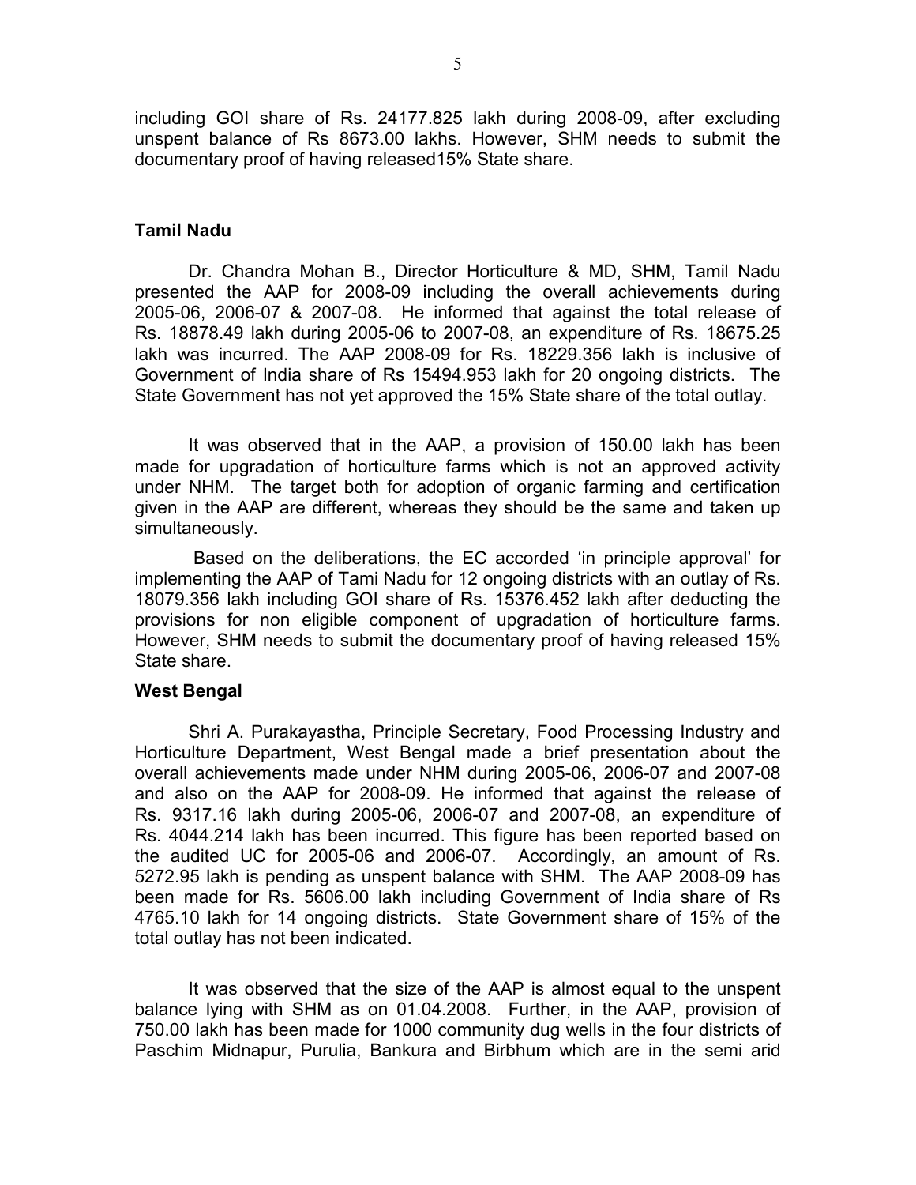including GOI share of Rs. 24177.825 lakh during 2008-09, after excluding unspent balance of Rs 8673.00 lakhs. However, SHM needs to submit the documentary proof of having released15% State share.

**Tamil Nadu**

Dr. Chandra Mohan B., Director Horticulture & MD, SHM, Tamil Nadu presented the AAP for 2008-09 including the overall achievements during 2005-06, 2006-07 & 2007-08. He informed that against the total release of Rs. 18878.49 lakh during 2005-06 to 2007-08, an expenditure of Rs. 18675.25 lakh was incurred. The AAP 2008-09 for Rs. 18229.356 lakh is inclusive of Government of India share of Rs 15494.953 lakh for 20 ongoing districts. The State Government has not yet approved the 15% State share of the total outlay.

It was observed that in the AAP, a provision of 150.00 lakh has been made for upgradation of horticulture farms which is not an approved activity under NHM. The target both for adoption of organic farming and certification given in the AAP are different, whereas they should be the same and taken up simultaneously.

Based on the deliberations, the EC accorded 'in principle approval' for implementing the AAP of Tami Nadu for 12 ongoing districts with an outlay of Rs. 18079.356 lakh including GOI share of Rs. 15376.452 lakh after deducting the provisions for non eligible component of upgradation of horticulture farms. However, SHM needs to submit the documentary proof of having released 15% State share.

**West Bengal**

Shri A. Purakayastha, Principle Secretary, Food Processing Industry and Horticulture Department, West Bengal made a brief presentation about the overall achievements made under NHM during 2005-06, 2006-07 and 2007-08 and also on the AAP for 2008-09. He informed that against the release of Rs. 9317.16 lakh during 2005-06, 2006-07 and 2007-08, an expenditure of Rs. 4044.214 lakh has been incurred. This figure has been reported based on the audited UC for 2005-06 and 2006-07. Accordingly, an amount of Rs. 5272.95 lakh is pending as unspent balance with SHM. The AAP 2008-09 has been made for Rs. 5606.00 lakh including Government of India share of Rs 4765.10 lakh for 14 ongoing districts. State Government share of 15% of the total outlay has not been indicated.

It was observed that the size of the AAP is almost equal to the unspent balance lying with SHM as on 01.04.2008. Further, in the AAP, provision of 750.00 lakh has been made for 1000 community dug wells in the four districts of Paschim Midnapur, Purulia, Bankura and Birbhum which are in the semi arid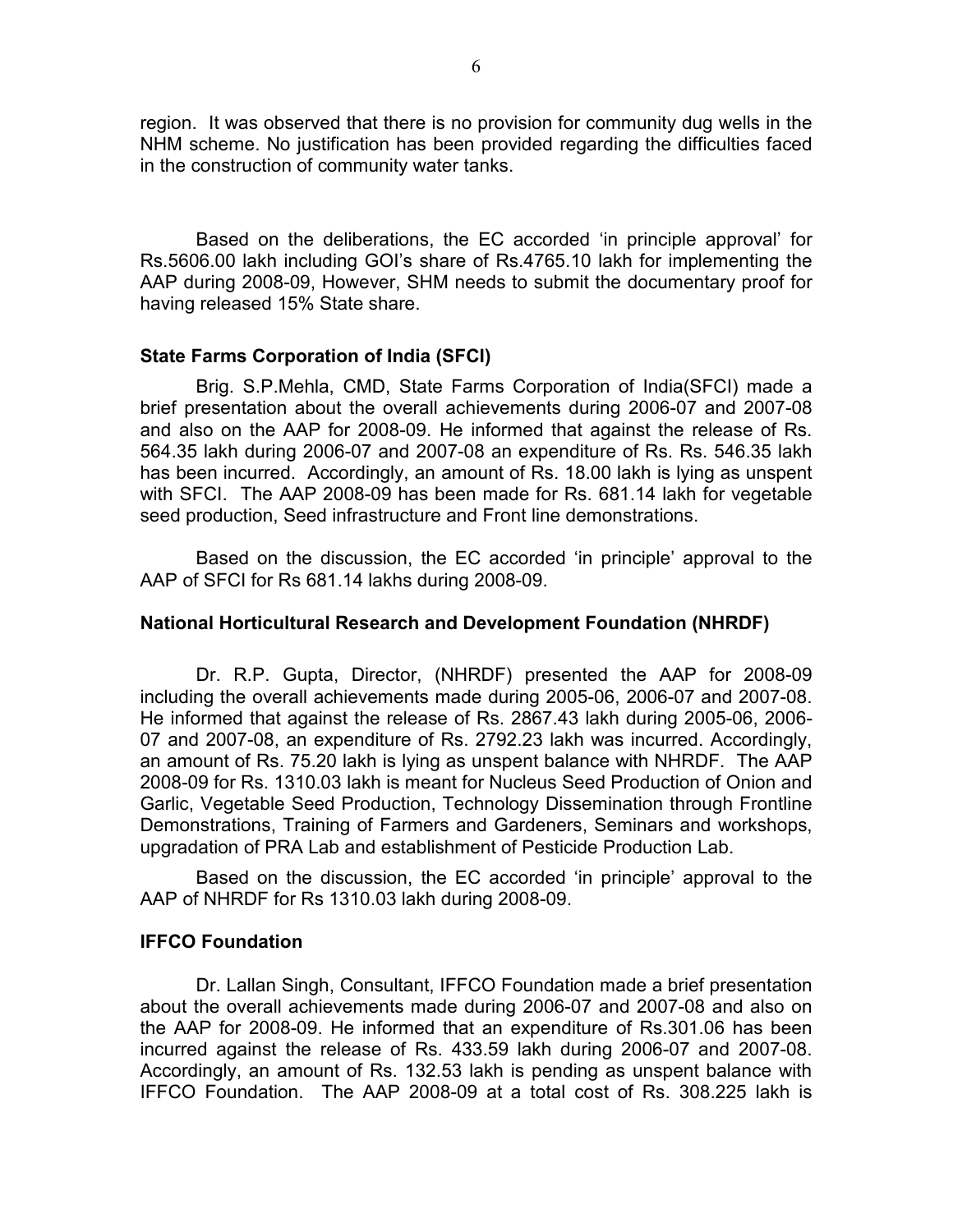region. It was observed that there is no provision for community dug wells in the NHM scheme. No justification has been provided regarding the difficulties faced in the construction of community water tanks.

Based on the deliberations, the EC accorded 'in principle approval' for Rs.5606.00 lakh including GOI's share of Rs.4765.10 lakh for implementing the AAP during 2008-09, However, SHM needs to submit the documentary proof for having released 15% State share.

### State Farms Corporation of India (SFCI)

Brig. S.P.Mehla, CMD, State Farms Corporation of India(SFCI) made a brief presentation about the overall achievements during 2006-07 and 2007-08 and also on the AAP for 2008-09. He informed that against the release of Rs. 564.35 lakh during 2006-07 and 2007-08 an expenditure of Rs. Rs. 546.35 lakh has been incurred. Accordingly, an amount of Rs. 18.00 lakh is lying as unspent with SFCI. The AAP 2008-09 has been made for Rs. 681.14 lakh for vegetable seed production, Seed infrastructure and Front line demonstrations.

Based on the discussion, the EC accorded 'in principle' approval to the AAP of SFCI for Rs 681.14 lakhs during 2008-09.

### National Horticultural Research and Development Foundation (NHRDF)

Dr. R.P. Gupta, Director, (NHRDF) presented the AAP for 2008-09 including the overall achievements made during 2005-06, 2006-07 and 2007-08. He informed that against the release of Rs. 2867.43 lakh during 2005-06, 2006-07 and 2007-08, an expenditure of Rs. 2792.23 lakh was incurred. Accordingly, an amount of Rs. 75.20 lakh is lying as unspent balance with NHRDF. The AAP 2008-09 for Rs. 1310.03 lakh is meant for Nucleus Seed Production of Onion and Garlic, Vegetable Seed Production, Technology Dissemination through Frontline Demonstrations, Training of Farmers and Gardeners, Seminars and workshops, upgradation of PRA Lab and establishment of Pesticide Production Lab.

Based on the discussion, the EC accorded 'in principle' approval to the AAP of NHRDF for Rs 1310.03 lakh during 2008-09.

### IFFCO Foundation

Dr. Lallan Singh, Consultant, IFFCO Foundation made a brief presentation about the overall achievements made during 2006-07 and 2007-08 and also on the AAP for 2008-09. He informed that an expenditure of Rs.301.06 has been incurred against the release of Rs. 433.59 lakh during 2006-07 and 2007-08. Accordingly, an amount of Rs. 132.53 lakh is pending as unspent balance with IFFCO Foundation. The AAP 2008-09 at a total cost of Rs. 308.225 lakh is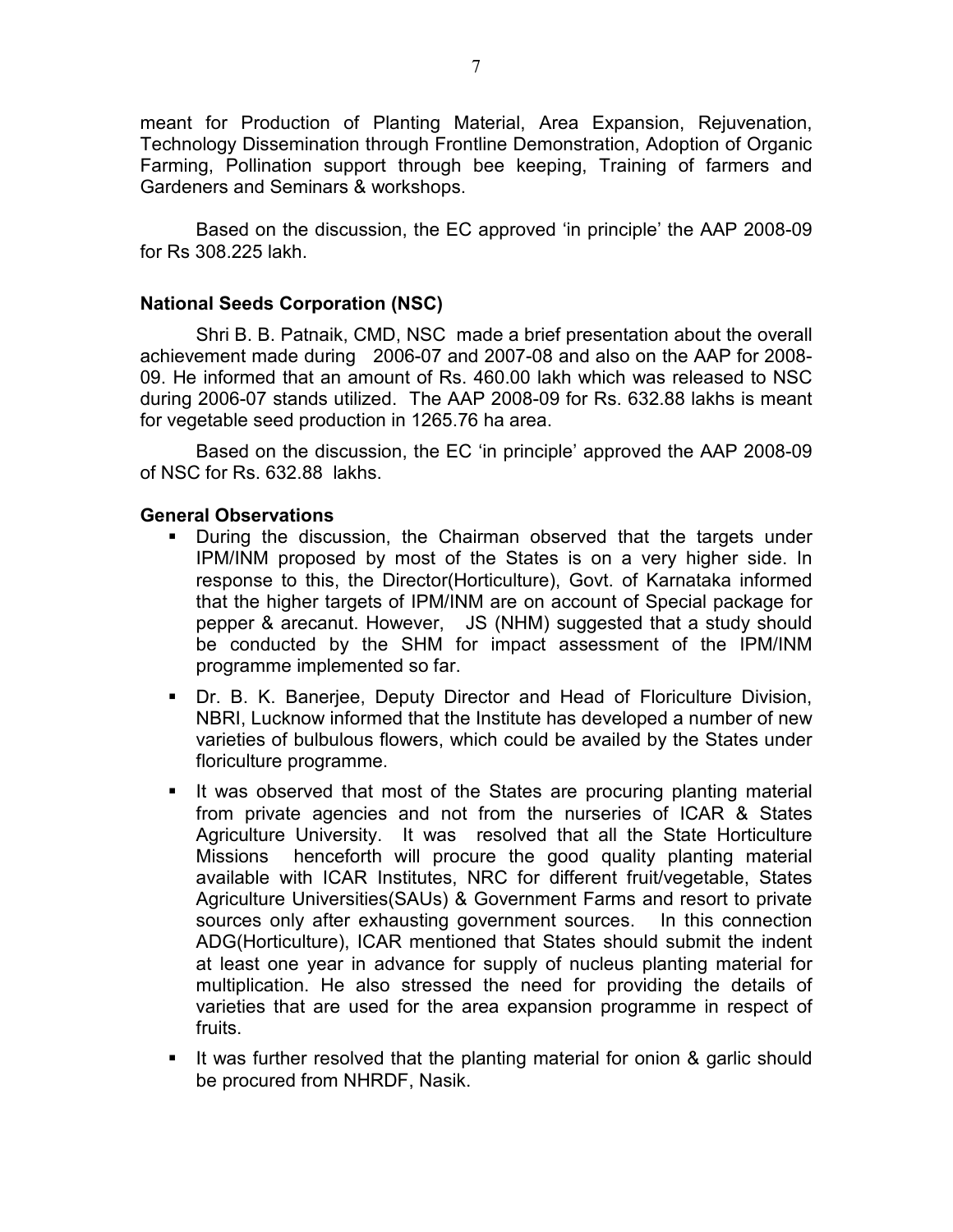meant for Production of Planting Material, Area Expansion, Rejuvenation, Technology Dissemination through Frontline Demonstration, Adoption of Organic Farming, Pollination support through bee keeping, Training of farmers and Gardeners and Seminars & workshops.

Based on the discussion, the EC approved 'in principle' the AAP 2008-09 for Rs 308.225 lakh.

**National Seeds Corporation (NSC)**

Shri B. B. Patnaik, CMD, NSC made a brief presentation about the overall achievement made during 2006-07 and 2007-08 and also on the AAP for 2008-09. He informed that an amount of Rs. 460.00 lakh which was released to NSC during 2006-07 stands utilized. The AAP 2008-09 for Rs. 632.88 lakhs is meant for vegetable seed production in 1265.76 ha area.

Based on the discussion, the EC 'in principle' approved the AAP 2008-09 of NSC for Rs. 632.88 lakhs.

**General Observations**

- During the discussion, the Chairman observed that the targets under IPM/INM proposed by most of the States is on a very higher side. In response to this, the Director(Horticulture), Govt. of Karnataka informed that the higher targets of IPM/INM are on account of Special package for pepper & arecanut. However, JS (NHM) suggested that a study should be conducted by the SHM for impact assessment of the IPM/INM programme implemented so far.
- Dr. B. K. Banerjee, Deputy Director and Head of Floriculture Division, NBRI, Lucknow informed that the Institute has developed a number of new varieties of bulbulous flowers, which could be availed by the States under floriculture programme.
- It was observed that most of the States are procuring planting material from private agencies and not from the nurseries of ICAR & States Agriculture University. It was resolved that all the State Horticulture Missions henceforth will procure the good quality planting material available with ICAR Institutes, NRC for different fruit/vegetable, States Agriculture Universities(SAUs) & Government Farms and resort to private sources only after exhausting government sources. In this connection ADG(Horticulture), ICAR mentioned that States should submit the indent at least one year in advance for supply of nucleus planting material for multiplication. He also stressed the need for providing the details of varieties that are used for the area expansion programme in respect of fruits.
- It was further resolved that the planting material for onion & garlic should be procured from NHRDF, Nasik.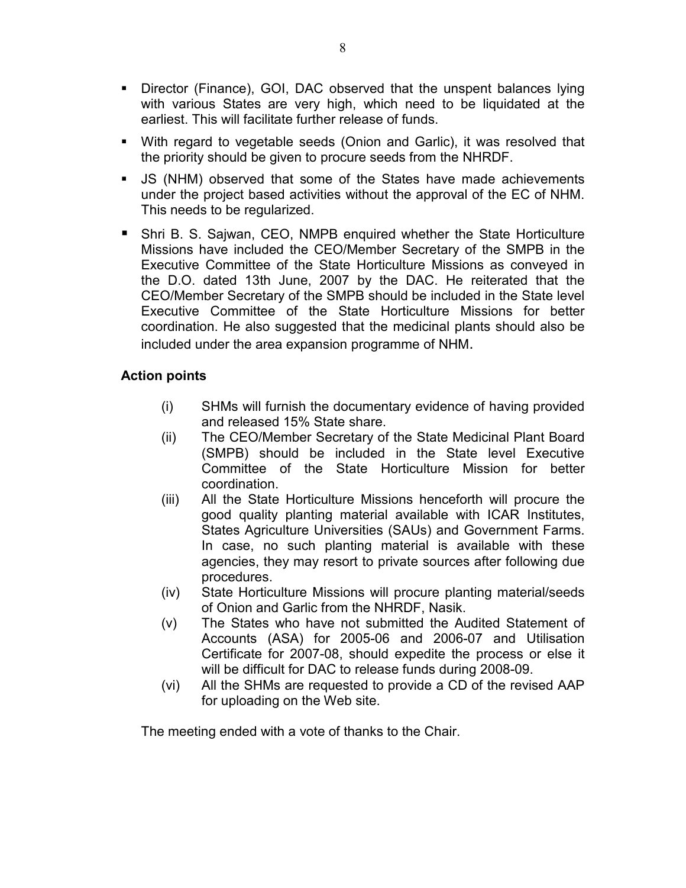- Director (Finance), GOI, DAC observed that the unspent balances lying with various States are very high, which need to be liquidated at the earliest. This will facilitate further release of funds.
- With regard to vegetable seeds (Onion and Garlic), it was resolved that the priority should be given to procure seeds from the NHRDF.
- JS (NHM) observed that some of the States have made achievements under the project based activities without the approval of the EC of NHM. This needs to be regularized.
- Shri B. S. Sajwan, CEO, NMPB enquired whether the State Horticulture Missions have included the CEO/Member Secretary of the SMPB in the Executive Committee of the State Horticulture Missions as conveyed in the D.O. dated 13th June, 2007 by the DAC. He reiterated that the CEO/Member Secretary of the SMPB should be included in the State level Executive Committee of the State Horticulture Missions for better coordination. He also suggested that the medicinal plants should also be included under the area expansion programme of NHM.

**Action points**

(i) SHMs will furnish the documentary evidence of having provided and released 15% State share.

(ii) The CEO/Member Secretary of the State Medicinal Plant Board (SMPB) should be included in the State level Executive Committee of the State Horticulture Mission for better coordination.

(iii) All the State Horticulture Missions henceforth will procure the good quality planting material available with ICAR Institutes, States Agriculture Universities (SAUs) and Government Farms. In case, no such planting material is available with these agencies, they may resort to private sources after following due procedures.

(iv) State Horticulture Missions will procure planting material/seeds of Onion and Garlic from the NHRDF, Nasik.

(v) The States who have not submitted the Audited Statement of Accounts (ASA) for 2005-06 and 2006-07 and Utilisation Certificate for 2007-08, should expedite the process or else it will be difficult for DAC to release funds during 2008-09.

(vi) All the SHMs are requested to provide a CD of the revised AAP for uploading on the Web site.

The meeting ended with a vote of thanks to the Chair.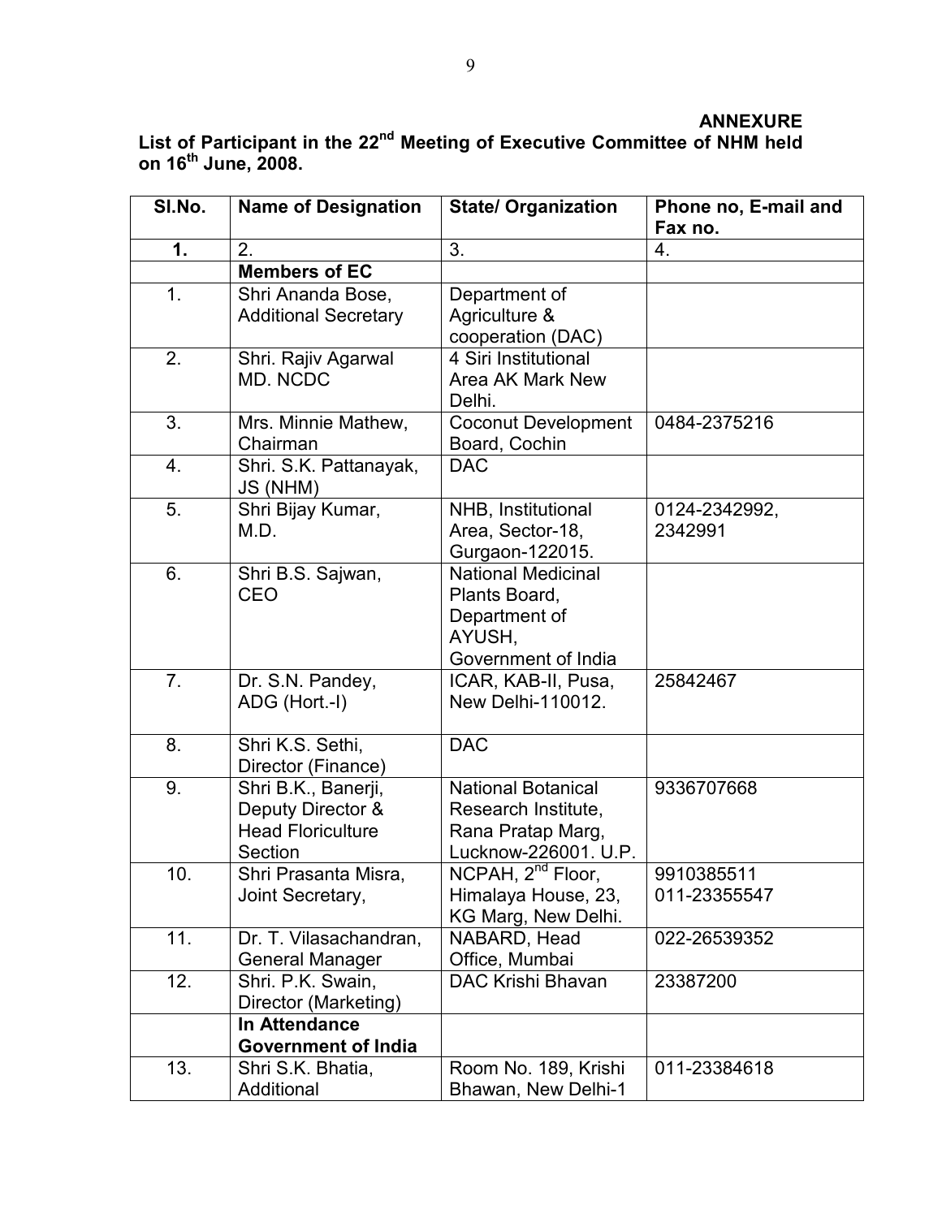**ANNEXURE**

**List of Participant in the 22nd Meeting of Executive Committee of NHM held on 16th June, 2008.**

| Sl.No. | Name of Designation | State/ Organization | Phone no, E-mail and Fax no. |
|---|---|---|---|
| **1.** | 2. | 3. | 4. |
| | **Members of EC** | | |
| 1. | Shri Ananda Bose, Additional Secretary | Department of Agriculture & cooperation (DAC) | |
| 2. | Shri. Rajiv Agarwal MD. NCDC | 4 Siri Institutional Area AK Mark New Delhi. | |
| 3. | Mrs. Minnie Mathew, Chairman | Coconut Development Board, Cochin | 0484-2375216 |
| 4. | Shri. S.K. Pattanayak, JS (NHM) | DAC | |
| 5. | Shri Bijay Kumar, M.D. | NHB, Institutional Area, Sector-18, Gurgaon-122015. | 0124-2342992, 2342991 |
| 6. | Shri B.S. Sajwan, CEO | National Medicinal Plants Board, Department of AYUSH, Government of India | |
| 7. | Dr. S.N. Pandey, ADG (Hort.-I) | ICAR, KAB-II, Pusa, New Delhi-110012. | 25842467 |
| 8. | Shri K.S. Sethi, Director (Finance) | DAC | |
| 9. | Shri B.K., Banerji, Deputy Director & Head Floriculture Section | National Botanical Research Institute, Rana Pratap Marg, Lucknow-226001. U.P. | 9336707668 |
| 10. | Shri Prasanta Misra, Joint Secretary, | NCPAH, 2nd Floor, Himalaya House, 23, KG Marg, New Delhi. | 9910385511 011-23355547 |
| 11. | Dr. T. Vilasachandran, General Manager | NABARD, Head Office, Mumbai | 022-26539352 |
| 12. | Shri. P.K. Swain, Director (Marketing) | DAC Krishi Bhavan | 23387200 |
| | **In Attendance Government of India** | | |
| 13. | Shri S.K. Bhatia, Additional | Room No. 189, Krishi Bhawan, New Delhi-1 | 011-23384618 |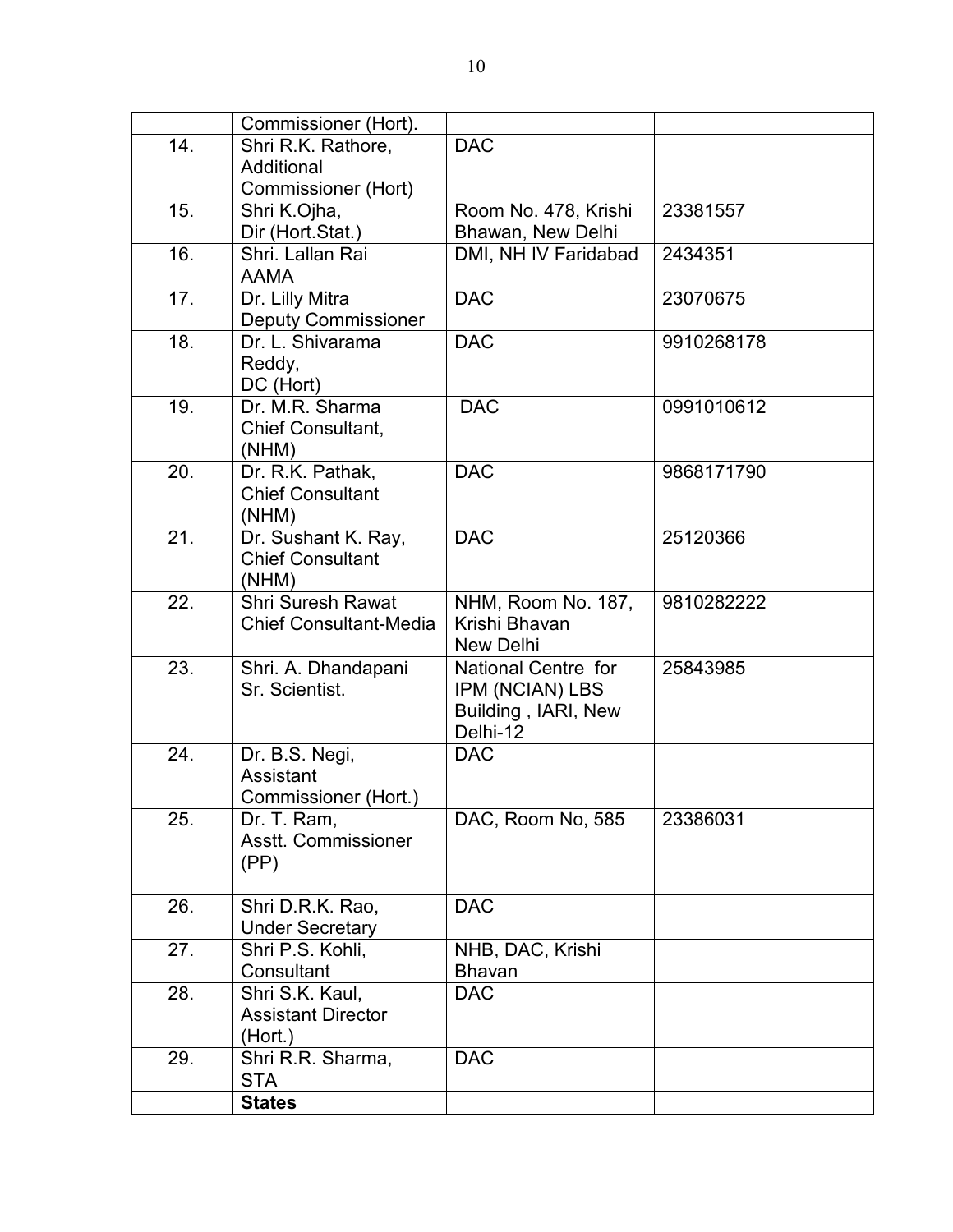| | | | |
|---|---|---|---|
| | Commissioner (Hort). | | |
| 14. | Shri R.K. Rathore, Additional Commissioner (Hort) | DAC | |
| 15. | Shri K.Ojha, Dir (Hort.Stat.) | Room No. 478, Krishi Bhawan, New Delhi | 23381557 |
| 16. | Shri. Lallan Rai AAMA | DMI, NH IV Faridabad | 2434351 |
| 17. | Dr. Lilly Mitra Deputy Commissioner | DAC | 23070675 |
| 18. | Dr. L. Shivarama Reddy, DC (Hort) | DAC | 9910268178 |
| 19. | Dr. M.R. Sharma Chief Consultant, (NHM) | DAC | 0991010612 |
| 20. | Dr. R.K. Pathak, Chief Consultant (NHM) | DAC | 9868171790 |
| 21. | Dr. Sushant K. Ray, Chief Consultant (NHM) | DAC | 25120366 |
| 22. | Shri Suresh Rawat Chief Consultant-Media | NHM, Room No. 187, Krishi Bhavan New Delhi | 9810282222 |
| 23. | Shri. A. Dhandapani Sr. Scientist. | National Centre for IPM (NCIAN) LBS Building , IARI, New Delhi-12 | 25843985 |
| 24. | Dr. B.S. Negi, Assistant Commissioner (Hort.) | DAC | |
| 25. | Dr. T. Ram, Asstt. Commissioner (PP) | DAC, Room No, 585 | 23386031 |
| 26. | Shri D.R.K. Rao, Under Secretary | DAC | |
| 27. | Shri P.S. Kohli, Consultant | NHB, DAC, Krishi Bhavan | |
| 28. | Shri S.K. Kaul, Assistant Director (Hort.) | DAC | |
| 29. | Shri R.R. Sharma, STA | DAC | |
| | **States** | | |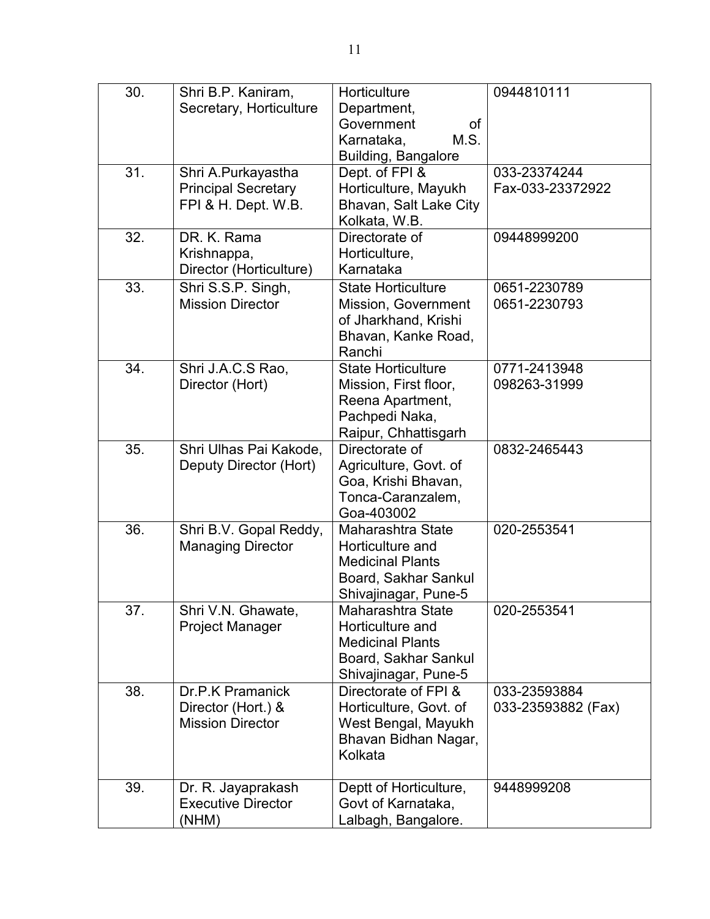| 30. | Shri B.P. Kaniram, Secretary, Horticulture | Horticulture Department, Government of Karnataka, M.S. Building, Bangalore | 0944810111 |
|---|---|---|---|
| 31. | Shri A.Purkayastha Principal Secretary FPI & H. Dept. W.B. | Dept. of FPI & Horticulture, Mayukh Bhavan, Salt Lake City Kolkata, W.B. | 033-23374244 Fax-033-23372922 |
| 32. | DR. K. Rama Krishnappa, Director (Horticulture) | Directorate of Horticulture, Karnataka | 09448999200 |
| 33. | Shri S.S.P. Singh, Mission Director | State Horticulture Mission, Government of Jharkhand, Krishi Bhavan, Kanke Road, Ranchi | 0651-2230789 0651-2230793 |
| 34. | Shri J.A.C.S Rao, Director (Hort) | State Horticulture Mission, First floor, Reena Apartment, Pachpedi Naka, Raipur, Chhattisgarh | 0771-2413948 098263-31999 |
| 35. | Shri Ulhas Pai Kakode, Deputy Director (Hort) | Directorate of Agriculture, Govt. of Goa, Krishi Bhavan, Tonca-Caranzalem, Goa-403002 | 0832-2465443 |
| 36. | Shri B.V. Gopal Reddy, Managing Director | Maharashtra State Horticulture and Medicinal Plants Board, Sakhar Sankul Shivajinagar, Pune-5 | 020-2553541 |
| 37. | Shri V.N. Ghawate, Project Manager | Maharashtra State Horticulture and Medicinal Plants Board, Sakhar Sankul Shivajinagar, Pune-5 | 020-2553541 |
| 38. | Dr.P.K Pramanick Director (Hort.) & Mission Director | Directorate of FPI & Horticulture, Govt. of West Bengal, Mayukh Bhavan Bidhan Nagar, Kolkata | 033-23593884 033-23593882 (Fax) |
| 39. | Dr. R. Jayaprakash Executive Director (NHM) | Deptt of Horticulture, Govt of Karnataka, Lalbagh, Bangalore. | 9448999208 |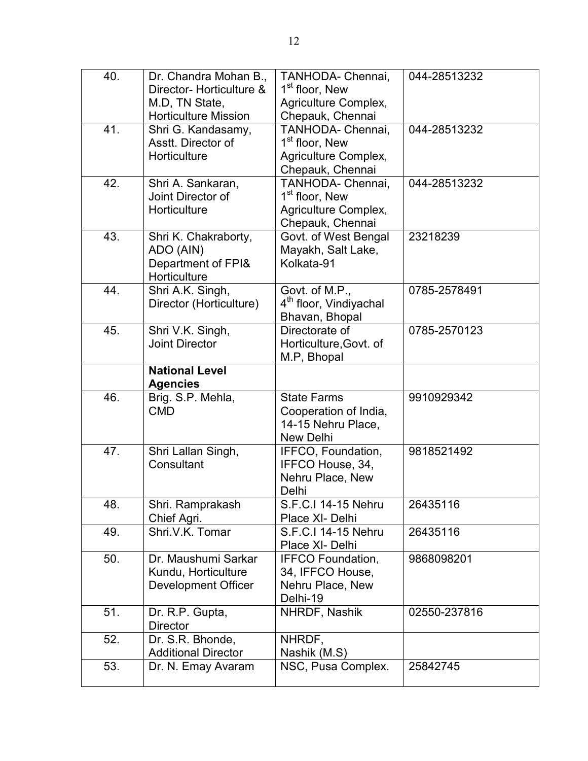| 40. | Dr. Chandra Mohan B., Director- Horticulture & M.D, TN State, Horticulture Mission | TANHODA- Chennai, 1st floor, New Agriculture Complex, Chepauk, Chennai | 044-28513232 |
|---|---|---|---|
| 41. | Shri G. Kandasamy, Asstt. Director of Horticulture | TANHODA- Chennai, 1st floor, New Agriculture Complex, Chepauk, Chennai | 044-28513232 |
| 42. | Shri A. Sankaran, Joint Director of Horticulture | TANHODA- Chennai, 1st floor, New Agriculture Complex, Chepauk, Chennai | 044-28513232 |
| 43. | Shri K. Chakraborty, ADO (AIN) Department of FPI& Horticulture | Govt. of West Bengal Mayakh, Salt Lake, Kolkata-91 | 23218239 |
| 44. | Shri A.K. Singh, Director (Horticulture) | Govt. of M.P., 4th floor, Vindiyachal Bhavan, Bhopal | 0785-2578491 |
| 45. | Shri V.K. Singh, Joint Director | Directorate of Horticulture,Govt. of M.P, Bhopal | 0785-2570123 |
| | **National Level Agencies** | | |
| 46. | Brig. S.P. Mehla, CMD | State Farms Cooperation of India, 14-15 Nehru Place, New Delhi | 9910929342 |
| 47. | Shri Lallan Singh, Consultant | IFFCO, Foundation, IFFCO House, 34, Nehru Place, New Delhi | 9818521492 |
| 48. | Shri. Ramprakash Chief Agri. | S.F.C.I 14-15 Nehru Place XI- Delhi | 26435116 |
| 49. | Shri.V.K. Tomar | S.F.C.I 14-15 Nehru Place XI- Delhi | 26435116 |
| 50. | Dr. Maushumi Sarkar Kundu, Horticulture Development Officer | IFFCO Foundation, 34, IFFCO House, Nehru Place, New Delhi-19 | 9868098201 |
| 51. | Dr. R.P. Gupta, Director | NHRDF, Nashik | 02550-237816 |
| 52. | Dr. S.R. Bhonde, Additional Director | NHRDF, Nashik (M.S) | |
| 53. | Dr. N. Emay Avaram | NSC, Pusa Complex. | 25842745 |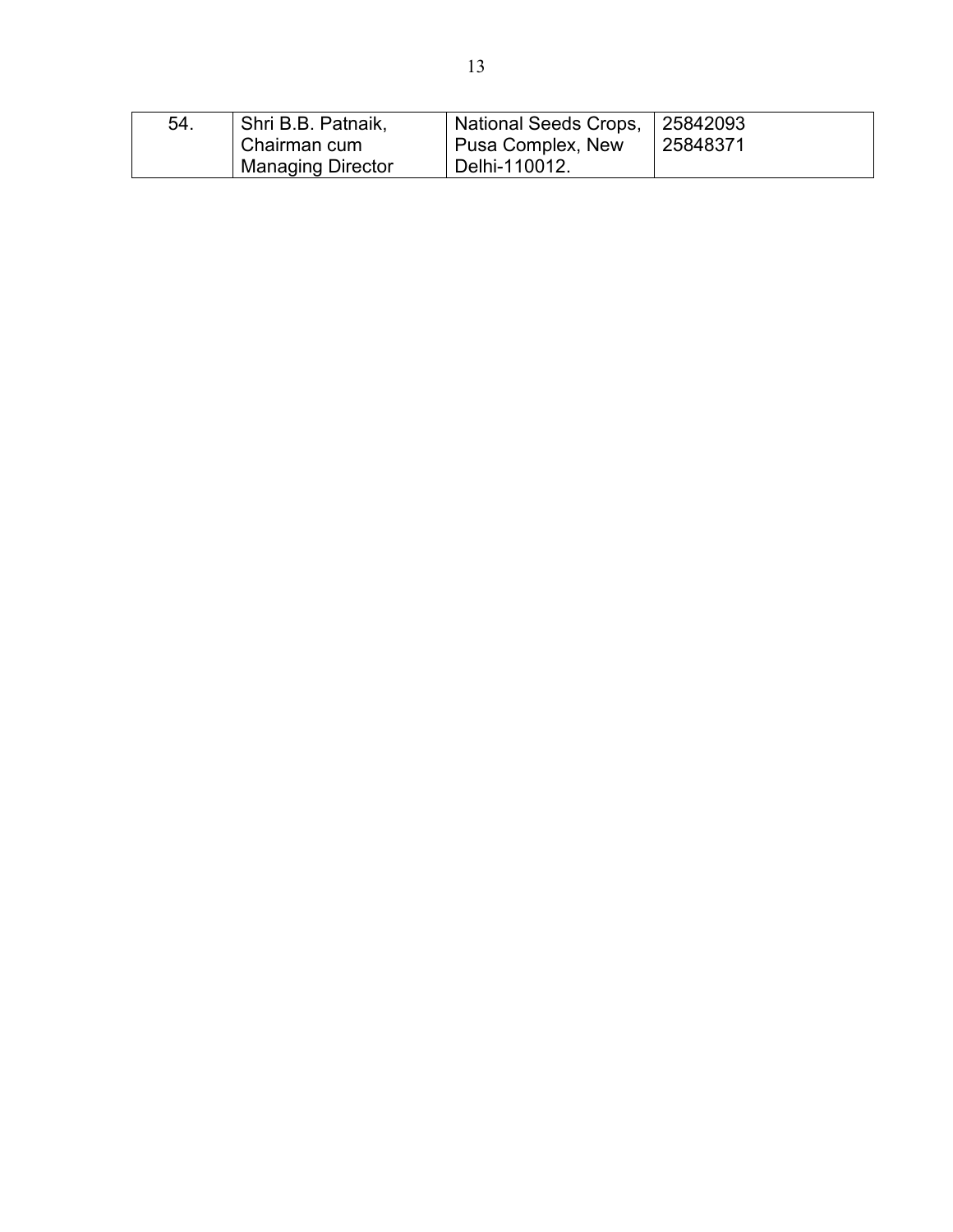| | | | |
|---|---|---|---|
| 54. | Shri B.B. Patnaik, Chairman cum Managing Director | National Seeds Crops, Pusa Complex, New Delhi-110012. | 25842093 25848371 |